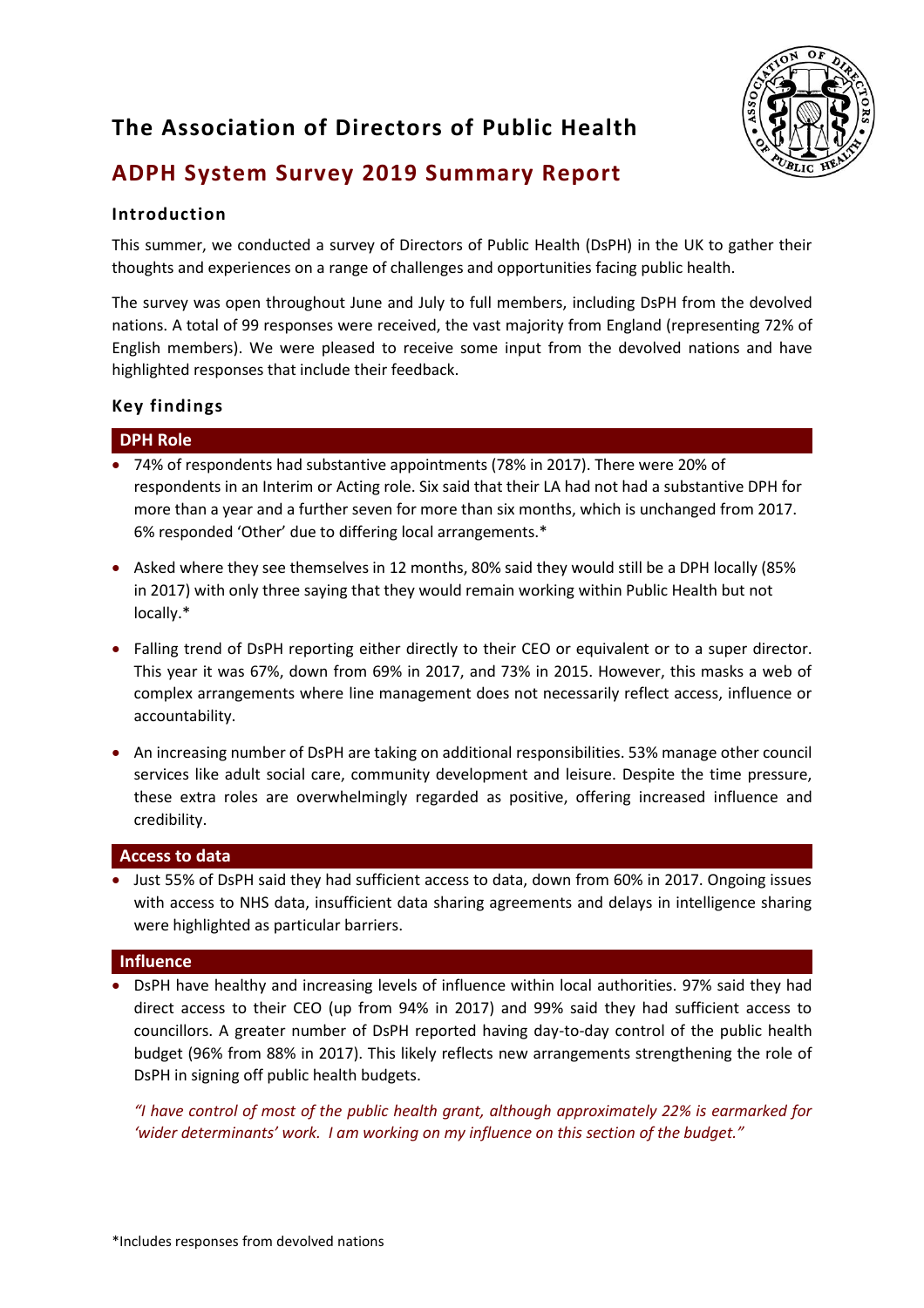# The Association of Directors of Public Health

## ADPH System Survey 2019 Summary Report

### Introduction

This summer, we conducted a survey of Directors of Public Health (DsPH) in the UK to gather their thoughts and experiences on a range of challenges and opportunities facing public health.

The survey was open throughout June and July to full members, including DsPH from the devolved nations. A total of 99 responses were received, the vast majority from England (representing 72% of English members). We were pleased to receive some input from the devolved nations and have highlighted responses that include their feedback.

### Key findings

#### DPH Role

- 74% of respondents had substantive appointments (78% in 2017). There were 20% of respondents in an Interim or Acting role. Six said that their LA had not had a substantive DPH for more than a year and a further seven for more than six months, which is unchanged from 2017. 6% responded 'Other' due to differing local arrangements.*
- Asked where they see themselves in 12 months, 80% said they would still be a DPH locally (85% in 2017) with only three saying that they would remain working within Public Health but not locally.*
- Falling trend of DsPH reporting either directly to their CEO or equivalent or to a super director. This year it was 67%, down from 69% in 2017, and 73% in 2015. However, this masks a web of complex arrangements where line management does not necessarily reflect access, influence or accountability.
- An increasing number of DsPH are taking on additional responsibilities. 53% manage other council services like adult social care, community development and leisure. Despite the time pressure, these extra roles are overwhelmingly regarded as positive, offering increased influence and credibility.

#### Access to data

- Just 55% of DsPH said they had sufficient access to data, down from 60% in 2017. Ongoing issues with access to NHS data, insufficient data sharing agreements and delays in intelligence sharing were highlighted as particular barriers.

#### Influence

- DsPH have healthy and increasing levels of influence within local authorities. 97% said they had direct access to their CEO (up from 94% in 2017) and 99% said they had sufficient access to councillors. A greater number of DsPH reported having day-to-day control of the public health budget (96% from 88% in 2017). This likely reflects new arrangements strengthening the role of DsPH in signing off public health budgets.

  *"I have control of most of the public health grant, although approximately 22% is earmarked for 'wider determinants' work. I am working on my influence on this section of the budget."*

*Includes responses from devolved nations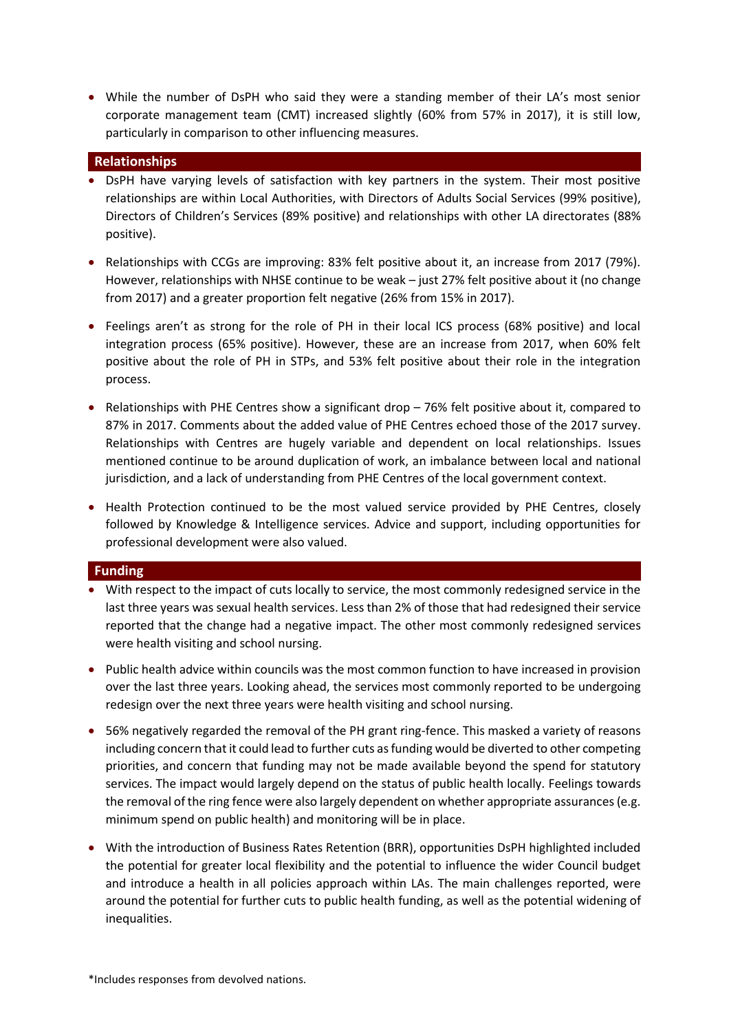- While the number of DsPH who said they were a standing member of their LA's most senior corporate management team (CMT) increased slightly (60% from 57% in 2017), it is still low, particularly in comparison to other influencing measures.

## Relationships

- DsPH have varying levels of satisfaction with key partners in the system. Their most positive relationships are within Local Authorities, with Directors of Adults Social Services (99% positive), Directors of Children's Services (89% positive) and relationships with other LA directorates (88% positive).
- Relationships with CCGs are improving: 83% felt positive about it, an increase from 2017 (79%). However, relationships with NHSE continue to be weak – just 27% felt positive about it (no change from 2017) and a greater proportion felt negative (26% from 15% in 2017).
- Feelings aren't as strong for the role of PH in their local ICS process (68% positive) and local integration process (65% positive). However, these are an increase from 2017, when 60% felt positive about the role of PH in STPs, and 53% felt positive about their role in the integration process.
- Relationships with PHE Centres show a significant drop – 76% felt positive about it, compared to 87% in 2017. Comments about the added value of PHE Centres echoed those of the 2017 survey. Relationships with Centres are hugely variable and dependent on local relationships. Issues mentioned continue to be around duplication of work, an imbalance between local and national jurisdiction, and a lack of understanding from PHE Centres of the local government context.
- Health Protection continued to be the most valued service provided by PHE Centres, closely followed by Knowledge & Intelligence services. Advice and support, including opportunities for professional development were also valued.

## Funding

- With respect to the impact of cuts locally to service, the most commonly redesigned service in the last three years was sexual health services. Less than 2% of those that had redesigned their service reported that the change had a negative impact. The other most commonly redesigned services were health visiting and school nursing.
- Public health advice within councils was the most common function to have increased in provision over the last three years. Looking ahead, the services most commonly reported to be undergoing redesign over the next three years were health visiting and school nursing.
- 56% negatively regarded the removal of the PH grant ring-fence. This masked a variety of reasons including concern that it could lead to further cuts as funding would be diverted to other competing priorities, and concern that funding may not be made available beyond the spend for statutory services. The impact would largely depend on the status of public health locally. Feelings towards the removal of the ring fence were also largely dependent on whether appropriate assurances (e.g. minimum spend on public health) and monitoring will be in place.
- With the introduction of Business Rates Retention (BRR), opportunities DsPH highlighted included the potential for greater local flexibility and the potential to influence the wider Council budget and introduce a health in all policies approach within LAs. The main challenges reported, were around the potential for further cuts to public health funding, as well as the potential widening of inequalities.

*Includes responses from devolved nations.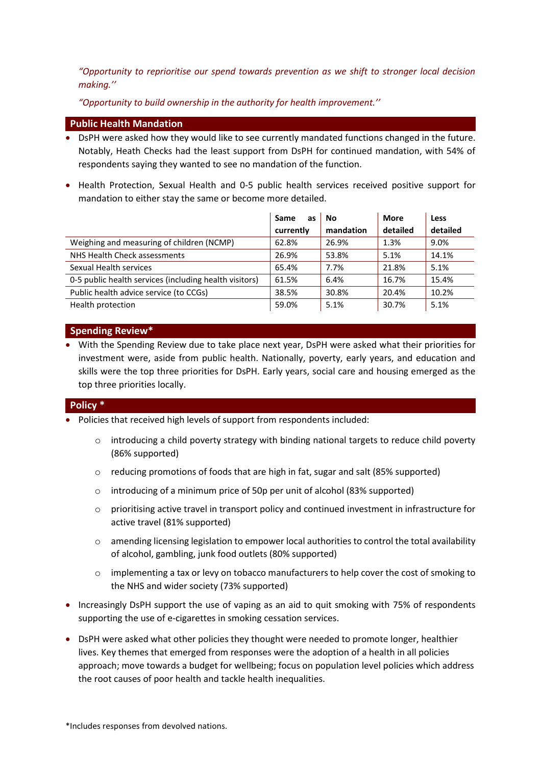*"Opportunity to reprioritise our spend towards prevention as we shift to stronger local decision making.''*

*"Opportunity to build ownership in the authority for health improvement.''*

## Public Health Mandation

- DsPH were asked how they would like to see currently mandated functions changed in the future. Notably, Heath Checks had the least support from DsPH for continued mandation, with 54% of respondents saying they wanted to see no mandation of the function.
- Health Protection, Sexual Health and 0-5 public health services received positive support for mandation to either stay the same or become more detailed.

| | Same as currently | No mandation | More detailed | Less detailed |
|---|---|---|---|---|
| Weighing and measuring of children (NCMP) | 62.8% | 26.9% | 1.3% | 9.0% |
| NHS Health Check assessments | 26.9% | 53.8% | 5.1% | 14.1% |
| Sexual Health services | 65.4% | 7.7% | 21.8% | 5.1% |
| 0-5 public health services (including health visitors) | 61.5% | 6.4% | 16.7% | 15.4% |
| Public health advice service (to CCGs) | 38.5% | 30.8% | 20.4% | 10.2% |
| Health protection | 59.0% | 5.1% | 30.7% | 5.1% |

## Spending Review*

- With the Spending Review due to take place next year, DsPH were asked what their priorities for investment were, aside from public health. Nationally, poverty, early years, and education and skills were the top three priorities for DsPH. Early years, social care and housing emerged as the top three priorities locally.

## Policy *

- Policies that received high levels of support from respondents included:
  - introducing a child poverty strategy with binding national targets to reduce child poverty (86% supported)
  - reducing promotions of foods that are high in fat, sugar and salt (85% supported)
  - introducing of a minimum price of 50p per unit of alcohol (83% supported)
  - prioritising active travel in transport policy and continued investment in infrastructure for active travel (81% supported)
  - amending licensing legislation to empower local authorities to control the total availability of alcohol, gambling, junk food outlets (80% supported)
  - implementing a tax or levy on tobacco manufacturers to help cover the cost of smoking to the NHS and wider society (73% supported)
- Increasingly DsPH support the use of vaping as an aid to quit smoking with 75% of respondents supporting the use of e-cigarettes in smoking cessation services.
- DsPH were asked what other policies they thought were needed to promote longer, healthier lives. Key themes that emerged from responses were the adoption of a health in all policies approach; move towards a budget for wellbeing; focus on population level policies which address the root causes of poor health and tackle health inequalities.

*Includes responses from devolved nations.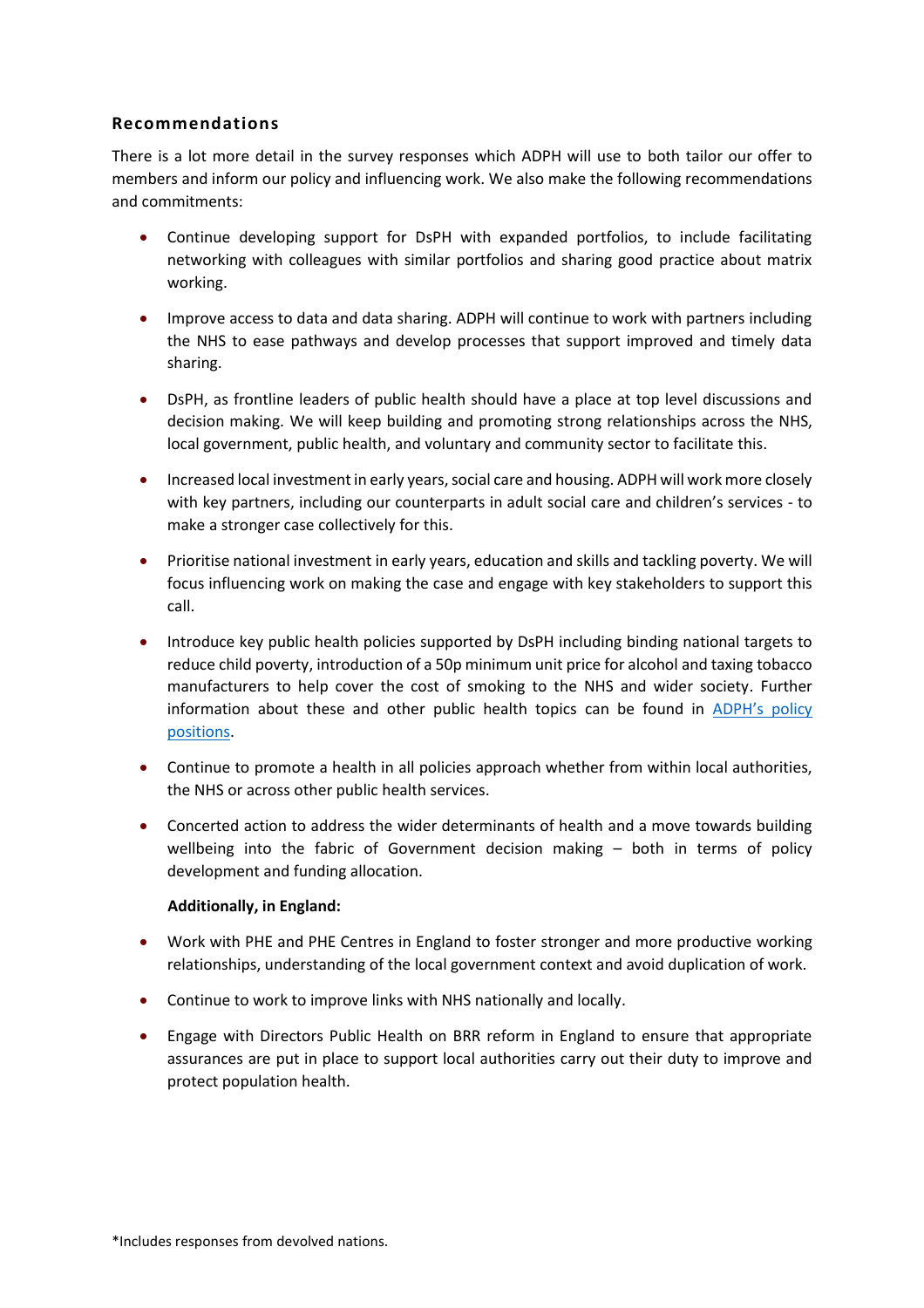## Recommendations

There is a lot more detail in the survey responses which ADPH will use to both tailor our offer to members and inform our policy and influencing work. We also make the following recommendations and commitments:

- Continue developing support for DsPH with expanded portfolios, to include facilitating networking with colleagues with similar portfolios and sharing good practice about matrix working.
- Improve access to data and data sharing. ADPH will continue to work with partners including the NHS to ease pathways and develop processes that support improved and timely data sharing.
- DsPH, as frontline leaders of public health should have a place at top level discussions and decision making. We will keep building and promoting strong relationships across the NHS, local government, public health, and voluntary and community sector to facilitate this.
- Increased local investment in early years, social care and housing. ADPH will work more closely with key partners, including our counterparts in adult social care and children's services - to make a stronger case collectively for this.
- Prioritise national investment in early years, education and skills and tackling poverty. We will focus influencing work on making the case and engage with key stakeholders to support this call.
- Introduce key public health policies supported by DsPH including binding national targets to reduce child poverty, introduction of a 50p minimum unit price for alcohol and taxing tobacco manufacturers to help cover the cost of smoking to the NHS and wider society. Further information about these and other public health topics can be found in ADPH's policy positions.
- Continue to promote a health in all policies approach whether from within local authorities, the NHS or across other public health services.
- Concerted action to address the wider determinants of health and a move towards building wellbeing into the fabric of Government decision making – both in terms of policy development and funding allocation.

**Additionally, in England:**

- Work with PHE and PHE Centres in England to foster stronger and more productive working relationships, understanding of the local government context and avoid duplication of work.
- Continue to work to improve links with NHS nationally and locally.
- Engage with Directors Public Health on BRR reform in England to ensure that appropriate assurances are put in place to support local authorities carry out their duty to improve and protect population health.

*Includes responses from devolved nations.